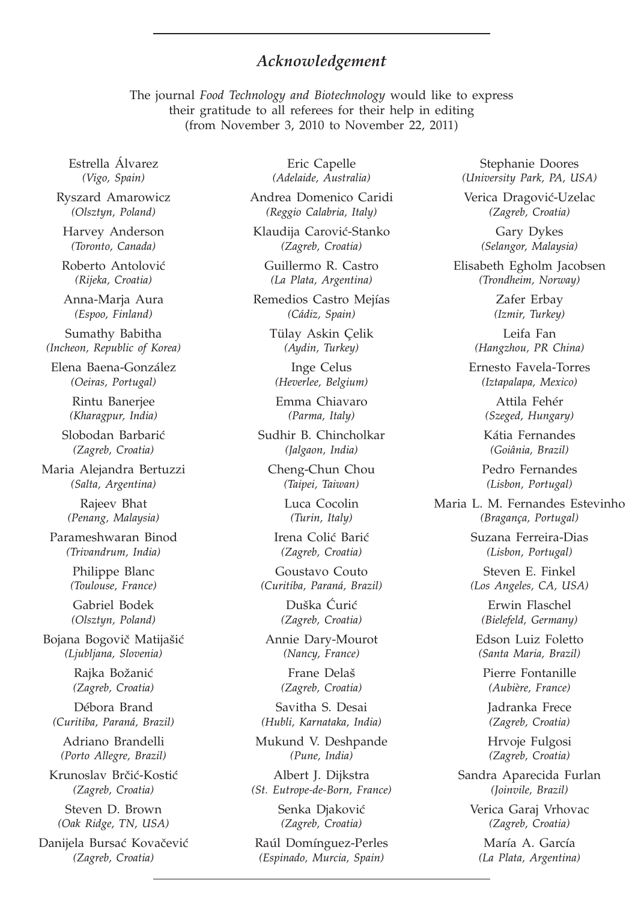## *Acknowledgement*

The journal *Food Technology and Biotechnology* would like to express their gratitude to all referees for their help in editing (from November 3, 2010 to November 22, 2011)

Estrella Álvarez
*(Vigo, Spain)*

Ryszard Amarowicz
*(Olsztyn, Poland)*

Harvey Anderson
*(Toronto, Canada)*

Roberto Antolović
*(Rijeka, Croatia)*

Anna-Marja Aura
*(Espoo, Finland)*

Sumathy Babitha
*(Incheon, Republic of Korea)*

Elena Baena-González
*(Oeiras, Portugal)*

Rintu Banerjee
*(Kharagpur, India)*

Slobodan Barbarić
*(Zagreb, Croatia)*

Maria Alejandra Bertuzzi
*(Salta, Argentina)*

Rajeev Bhat
*(Penang, Malaysia)*

Parameshwaran Binod
*(Trivandrum, India)*

Philippe Blanc
*(Toulouse, France)*

Gabriel Bodek
*(Olsztyn, Poland)*

Bojana Bogovič Matijašić
*(Ljubljana, Slovenia)*

Rajka Božanić
*(Zagreb, Croatia)*

Débora Brand
*(Curitiba, Paraná, Brazil)*

Adriano Brandelli
*(Porto Allegre, Brazil)*

Krunoslav Brčić-Kostić
*(Zagreb, Croatia)*

Steven D. Brown
*(Oak Ridge, TN, USA)*

Danijela Bursać Kovačević
*(Zagreb, Croatia)*

Eric Capelle
*(Adelaide, Australia)*

Andrea Domenico Caridi
*(Reggio Calabria, Italy)*

Klaudija Carović-Stanko
*(Zagreb, Croatia)*

Guillermo R. Castro
*(La Plata, Argentina)*

Remedios Castro Mejías
*(Cádiz, Spain)*

Tülay Askin Çelik
*(Aydin, Turkey)*

Inge Celus
*(Heverlee, Belgium)*

Emma Chiavaro
*(Parma, Italy)*

Sudhir B. Chincholkar
*(Jalgaon, India)*

Cheng-Chun Chou
*(Taipei, Taiwan)*

Luca Cocolin
*(Turin, Italy)*

Irena Colić Barić
*(Zagreb, Croatia)*

Goustavo Couto
*(Curitiba, Paraná, Brazil)*

Duška Ćurić
*(Zagreb, Croatia)*

Annie Dary-Mourot
*(Nancy, France)*

Frane Delaš
*(Zagreb, Croatia)*

Savitha S. Desai
*(Hubli, Karnataka, India)*

Mukund V. Deshpande
*(Pune, India)*

Albert J. Dijkstra
*(St. Eutrope-de-Born, France)*

Senka Djaković
*(Zagreb, Croatia)*

Raúl Domínguez-Perles
*(Espinado, Murcia, Spain)*

Stephanie Doores
*(University Park, PA, USA)*

Verica Dragović-Uzelac
*(Zagreb, Croatia)*

Gary Dykes
*(Selangor, Malaysia)*

Elisabeth Egholm Jacobsen
*(Trondheim, Norway)*

Zafer Erbay
*(Izmir, Turkey)*

Leifa Fan
*(Hangzhou, PR China)*

Ernesto Favela-Torres
*(Iztapalapa, Mexico)*

Attila Fehér
*(Szeged, Hungary)*

Kátia Fernandes
*(Goiânia, Brazil)*

Pedro Fernandes
*(Lisbon, Portugal)*

Maria L. M. Fernandes Estevinho
*(Bragança, Portugal)*

Suzana Ferreira-Dias
*(Lisbon, Portugal)*

Steven E. Finkel
*(Los Angeles, CA, USA)*

Erwin Flaschel
*(Bielefeld, Germany)*

Edson Luiz Foletto
*(Santa Maria, Brazil)*

Pierre Fontanille
*(Aubière, France)*

Jadranka Frece
*(Zagreb, Croatia)*

Hrvoje Fulgosi
*(Zagreb, Croatia)*

Sandra Aparecida Furlan
*(Joinvile, Brazil)*

Verica Garaj Vrhovac
*(Zagreb, Croatia)*

María A. García
*(La Plata, Argentina)*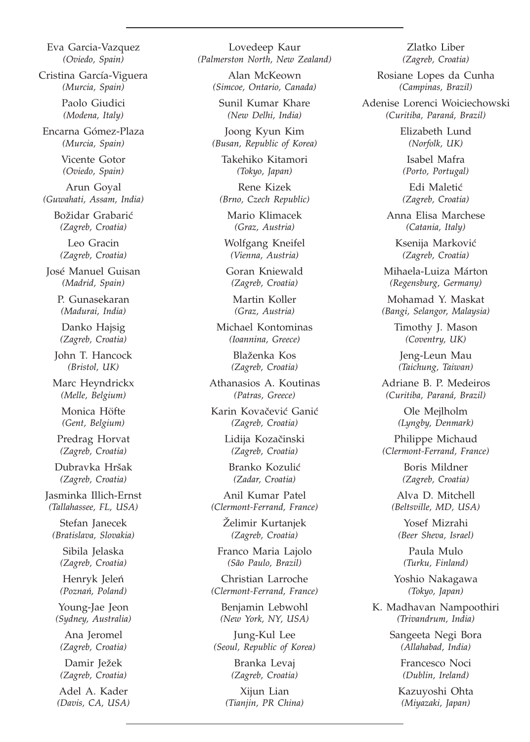Eva Garcia-Vazquez
*(Oviedo, Spain)*

Cristina García-Viguera
*(Murcia, Spain)*

Paolo Giudici
*(Modena, Italy)*

Encarna Gómez-Plaza
*(Murcia, Spain)*

Vicente Gotor
*(Oviedo, Spain)*

Arun Goyal
*(Guwahati, Assam, India)*

Božidar Grabarić
*(Zagreb, Croatia)*

Leo Gracin
*(Zagreb, Croatia)*

José Manuel Guisan
*(Madrid, Spain)*

P. Gunasekaran
*(Madurai, India)*

Danko Hajsig
*(Zagreb, Croatia)*

John T. Hancock
*(Bristol, UK)*

Marc Heyndrickx
*(Melle, Belgium)*

Monica Höfte
*(Gent, Belgium)*

Predrag Horvat
*(Zagreb, Croatia)*

Dubravka Hršak
*(Zagreb, Croatia)*

Jasminka Illich-Ernst
*(Tallahassee, FL, USA)*

Stefan Janecek
*(Bratislava, Slovakia)*

Sibila Jelaska
*(Zagreb, Croatia)*

Henryk Jeleń
*(Poznań, Poland)*

Young-Jae Jeon
*(Sydney, Australia)*

Ana Jeromel
*(Zagreb, Croatia)*

Damir Ježek
*(Zagreb, Croatia)*

Adel A. Kader
*(Davis, CA, USA)*

Lovedeep Kaur
*(Palmerston North, New Zealand)*

Alan McKeown
*(Simcoe, Ontario, Canada)*

Sunil Kumar Khare
*(New Delhi, India)*

Joong Kyun Kim
*(Busan, Republic of Korea)*

Takehiko Kitamori
*(Tokyo, Japan)*

Rene Kizek
*(Brno, Czech Republic)*

Mario Klimacek
*(Graz, Austria)*

Wolfgang Kneifel
*(Vienna, Austria)*

Goran Kniewald
*(Zagreb, Croatia)*

Martin Koller
*(Graz, Austria)*

Michael Kontominas
*(Ioannina, Greece)*

Blaženka Kos
*(Zagreb, Croatia)*

Athanasios A. Koutinas
*(Patras, Greece)*

Karin Kovačević Ganić
*(Zagreb, Croatia)*

Lidija Kozačinski
*(Zagreb, Croatia)*

Branko Kozulić
*(Zadar, Croatia)*

Anil Kumar Patel
*(Clermont-Ferrand, France)*

Želimir Kurtanjek
*(Zagreb, Croatia)*

Franco Maria Lajolo
*(São Paulo, Brazil)*

Christian Larroche
*(Clermont-Ferrand, France)*

Benjamin Lebwohl
*(New York, NY, USA)*

Jung-Kul Lee
*(Seoul, Republic of Korea)*

Branka Levaj
*(Zagreb, Croatia)*

Xijun Lian
*(Tianjin, PR China)*

Zlatko Liber
*(Zagreb, Croatia)*

Rosiane Lopes da Cunha
*(Campinas, Brazil)*

Adenise Lorenci Woiciechowski
*(Curitiba, Paraná, Brazil)*

Elizabeth Lund
*(Norfolk, UK)*

Isabel Mafra
*(Porto, Portugal)*

Edi Maletić
*(Zagreb, Croatia)*

Anna Elisa Marchese
*(Catania, Italy)*

Ksenija Marković
*(Zagreb, Croatia)*

Mihaela-Luiza Márton
*(Regensburg, Germany)*

Mohamad Y. Maskat
*(Bangi, Selangor, Malaysia)*

Timothy J. Mason
*(Coventry, UK)*

Jeng-Leun Mau
*(Taichung, Taiwan)*

Adriane B. P. Medeiros
*(Curitiba, Paraná, Brazil)*

Ole Mejlholm
*(Lyngby, Denmark)*

Philippe Michaud
*(Clermont-Ferrand, France)*

Boris Mildner
*(Zagreb, Croatia)*

Alva D. Mitchell
*(Beltsville, MD, USA)*

Yosef Mizrahi
*(Beer Sheva, Israel)*

Paula Mulo
*(Turku, Finland)*

Yoshio Nakagawa
*(Tokyo, Japan)*

K. Madhavan Nampoothiri
*(Trivandrum, India)*

Sangeeta Negi Bora
*(Allahabad, India)*

Francesco Noci
*(Dublin, Ireland)*

Kazuyoshi Ohta
*(Miyazaki, Japan)*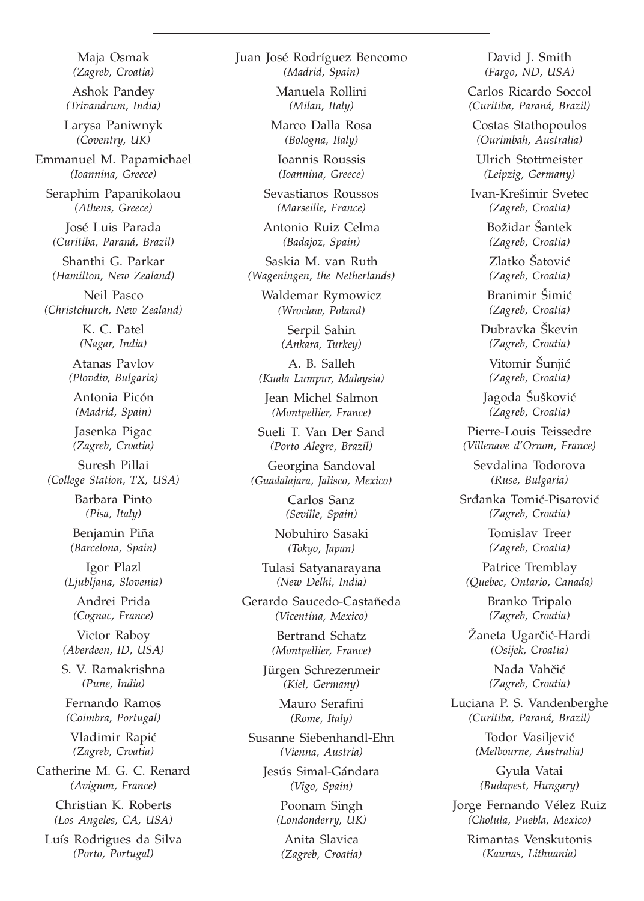Maja Osmak
*(Zagreb, Croatia)*

Ashok Pandey
*(Trivandrum, India)*

Larysa Paniwnyk
*(Coventry, UK)*

Emmanuel M. Papamichael
*(Ioannina, Greece)*

Seraphim Papanikolaou
*(Athens, Greece)*

José Luis Parada
*(Curitiba, Paraná, Brazil)*

Shanthi G. Parkar
*(Hamilton, New Zealand)*

Neil Pasco
*(Christchurch, New Zealand)*

K. C. Patel
*(Nagar, India)*

Atanas Pavlov
*(Plovdiv, Bulgaria)*

Antonia Picón
*(Madrid, Spain)*

Jasenka Pigac
*(Zagreb, Croatia)*

Suresh Pillai
*(College Station, TX, USA)*

Barbara Pinto
*(Pisa, Italy)*

Benjamin Piña
*(Barcelona, Spain)*

Igor Plazl
*(Ljubljana, Slovenia)*

Andrei Prida
*(Cognac, France)*

Victor Raboy
*(Aberdeen, ID, USA)*

S. V. Ramakrishna
*(Pune, India)*

Fernando Ramos
*(Coimbra, Portugal)*

Vladimir Rapić
*(Zagreb, Croatia)*

Catherine M. G. C. Renard
*(Avignon, France)*

Christian K. Roberts
*(Los Angeles, CA, USA)*

Luís Rodrigues da Silva
*(Porto, Portugal)*

Juan José Rodríguez Bencomo
*(Madrid, Spain)*

Manuela Rollini
*(Milan, Italy)*

Marco Dalla Rosa
*(Bologna, Italy)*

Ioannis Roussis
*(Ioannina, Greece)*

Sevastianos Roussos
*(Marseille, France)*

Antonio Ruiz Celma
*(Badajoz, Spain)*

Saskia M. van Ruth
*(Wageningen, the Netherlands)*

Waldemar Rymowicz
*(Wrocław, Poland)*

Serpil Sahin
*(Ankara, Turkey)*

A. B. Salleh
*(Kuala Lumpur, Malaysia)*

Jean Michel Salmon
*(Montpellier, France)*

Sueli T. Van Der Sand
*(Porto Alegre, Brazil)*

Georgina Sandoval
*(Guadalajara, Jalisco, Mexico)*

Carlos Sanz
*(Seville, Spain)*

Nobuhiro Sasaki
*(Tokyo, Japan)*

Tulasi Satyanarayana
*(New Delhi, India)*

Gerardo Saucedo-Castañeda
*(Vicentina, Mexico)*

Bertrand Schatz
*(Montpellier, France)*

Jürgen Schrezenmeir
*(Kiel, Germany)*

Mauro Serafini
*(Rome, Italy)*

Susanne Siebenhandl-Ehn
*(Vienna, Austria)*

Jesús Simal-Gándara
*(Vigo, Spain)*

Poonam Singh
*(Londonderry, UK)*

Anita Slavica
*(Zagreb, Croatia)*

David J. Smith
*(Fargo, ND, USA)*

Carlos Ricardo Soccol
*(Curitiba, Paraná, Brazil)*

Costas Stathopoulos
*(Ourimbah, Australia)*

Ulrich Stottmeister
*(Leipzig, Germany)*

Ivan-Krešimir Svetec
*(Zagreb, Croatia)*

Božidar Šantek
*(Zagreb, Croatia)*

Zlatko Šatović
*(Zagreb, Croatia)*

Branimir Šimić
*(Zagreb, Croatia)*

Dubravka Škevin
*(Zagreb, Croatia)*

Vitomir Šunjić
*(Zagreb, Croatia)*

Jagoda Šušković
*(Zagreb, Croatia)*

Pierre-Louis Teissedre
*(Villenave d'Ornon, France)*

Sevdalina Todorova
*(Ruse, Bulgaria)*

Srđanka Tomić-Pisarović
*(Zagreb, Croatia)*

Tomislav Treer
*(Zagreb, Croatia)*

Patrice Tremblay
*(Quebec, Ontario, Canada)*

Branko Tripalo
*(Zagreb, Croatia)*

Žaneta Ugarčić-Hardi
*(Osijek, Croatia)*

Nada Vahčić
*(Zagreb, Croatia)*

Luciana P. S. Vandenberghe
*(Curitiba, Paraná, Brazil)*

Todor Vasiljević
*(Melbourne, Australia)*

Gyula Vatai
*(Budapest, Hungary)*

Jorge Fernando Vélez Ruiz
*(Cholula, Puebla, Mexico)*

Rimantas Venskutonis
*(Kaunas, Lithuania)*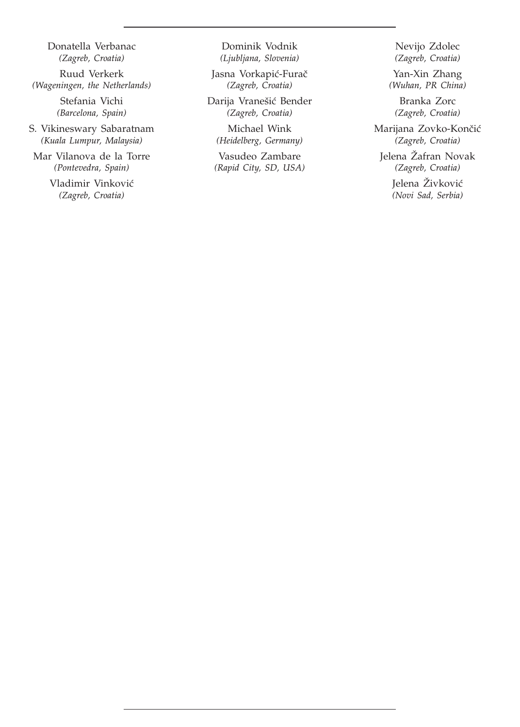Donatella Verbanac
*(Zagreb, Croatia)*

Ruud Verkerk
*(Wageningen, the Netherlands)*

Stefania Vichi
*(Barcelona, Spain)*

S. Vikineswary Sabaratnam
*(Kuala Lumpur, Malaysia)*

Mar Vilanova de la Torre
*(Pontevedra, Spain)*

Vladimir Vinković
*(Zagreb, Croatia)*

Dominik Vodnik
*(Ljubljana, Slovenia)*

Jasna Vorkapić-Furač
*(Zagreb, Croatia)*

Darija Vranešić Bender
*(Zagreb, Croatia)*

Michael Wink
*(Heidelberg, Germany)*

Vasudeo Zambare
*(Rapid City, SD, USA)*

Nevijo Zdolec
*(Zagreb, Croatia)*

Yan-Xin Zhang
*(Wuhan, PR China)*

Branka Zorc
*(Zagreb, Croatia)*

Marijana Zovko-Končić
*(Zagreb, Croatia)*

Jelena Žafran Novak
*(Zagreb, Croatia)*

Jelena Živković
*(Novi Sad, Serbia)*